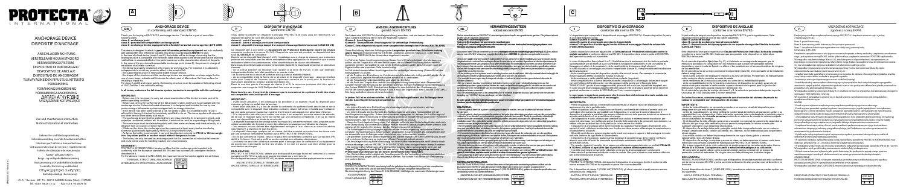# PROTECTA
INTERNATIONAL

## ANCHORAGE DEVICE
## DISPOSITIF D'ANCRAGE

ANSCHLAGEINRICHTUNG

VERSTELBAAR HOUVASTKOORD

VERANKERINGSSYSTEEM

DISPOSITIVO DI ANCORAGGIO

DISPOSITIVO DE ANCLAJE

DISPOSITIVO DE ANCORAGEM

TURVAVALJAIDEN RIPUSTUSLAITTEISTO

FORANKRING

FORANKRINGSANORDNING

FORANKRINGSANORDNING

ΔΙΑΤΑΞΗ ΑΓΚΥΡΩΣΗΣ

URZĄDZENIE KOTWICZĄCE

Use and maintenance instruction

Gebruiks- en onderhoudsinstructies

Gebrauchs- und Wartungsanleitung

Gebruiksaanwijzing en onderhoudsvoorschriften

Istruzioni per l'uso e la manutenzione

Instrucciones de uso y mantenimiento

Instruções de utilização e de manutenção

Käyttö- ja huolto-ohjeet

Brugs- og vedligeholdelsesanvisning

Bruksanvisning och underhållsinstruktioner

Bruks- og vedlikeholdsanvisning

Οδηγίες χρήσης και συντήρησης

Instrukcja obsługi i konserwacji

ZI.L 6° Avenue - BP 15 - 06511 CARROS Cedex (Nice) - FRANCE

Tél. +33 4 93 29 12 12 - Fax +33 4 93 08 79 70

---

## GB — ANCHORAGE DEVICE
in conformity with standard EN795

Thank you for buying a PROTECTA anchorage device. This device is part of one of the following classes:

**class A: anchorage**

**class B: provisional transportable anchorage point**

**class C: anchorage device equipped with a flexible horizontal anchorage line (LIFE LINE)**

**In all cases, make sure that fall arrester system connector is compatible with the anchorage.**

**IMPORTANT:**

**WARNING**

**STATEMENT:**

ANCHORAGE STRUCTURAL INTERMEDIATE

## F — DISPOSITIF D'ANCRAGE
Conforme EN795

**classe A: ancrage**

**classe B: point d'ancrage provisoire transportable**

**classe C: dispositif d'ancrage équipé d'un support d'ancrage flexible horizontal (LIGNE DE VIE)**

**Dans tous les cas, il convient de s'assurer que le connecteur du système d'arrêt des chutes est compatible avec le dispositif d'ancrage.**

**IMPORTANT :**

**ATTENTION**

**DÉCLARATION :**

ANCRE STRUCTURELLE TERMINALE

## D — ANSCHLAGEINRICHTUNG
gemäß Norm EN795

**Klasse A: Anschlagpunkt**

**Klasse B: Transportable Anschlagpunkt**

**Klasse C: Anschlageinrichtungen mit beweglichen horizontalen Führungen (HALTESEILE)**

**In jedem Fall ist zu kontrollieren, daß das Verbindungselement des Auffangsystems mit der Anschlageinrichtung kompatibel ist.**

**WICHTIG:**

**ERKLÄRUNG:**

## NL — VERANKERINGSSYSTEEM
volgens norm EN795

**Klasse A: verankering**

**Klasse B: tijdelijk verplaatsbaar verankeringspunt**

**Klasse C: verankeringssysteem uitgerust met een flexibele horizontale lijn (HOUVASTKOORD)**

**BELANGRIJK:**

**NORMALISATIEVERKLARING:**

## I — DISPOSITIVO DI ANCORAGGIO
conforme alla norma EN 795

**classe A: ancoraggio**

**classe B: punto di ancoraggio provvisorio trasportabile**

**classe C: dispositivo di ancoraggio fornito di linea di ancoraggio flessibile orizzontale (FUNE ANTICADUTA)**

**In ogni caso, è opportuno assicurarsi che il connettore del sistema di arresto caduta sia compatibile con il dispositivo di ancoraggio.**

**IMPORTANTE:**

**DICHIARAZIONE:**

## E — DISPOSITIVO DE ANCLAJE
conforme a la norma EN795

**clase A: anclaje**

**clase B: punto de anclaje provisional transportable**

**clase C: dispositivo de anclaje equipado con un soporte de seguridad flexible horizontal (LÍNEA DE VIDA)**

**En todos los casos, conviene asegurarse de que el conector del sistema de parada de caídas es compatible con el dispositivo de anclaje.**

**IMPORTANTE:**

**DECLARACIÓN:**

## PL — URZĄDZENIE KOTWICZĄCE
zgodne z normą EN795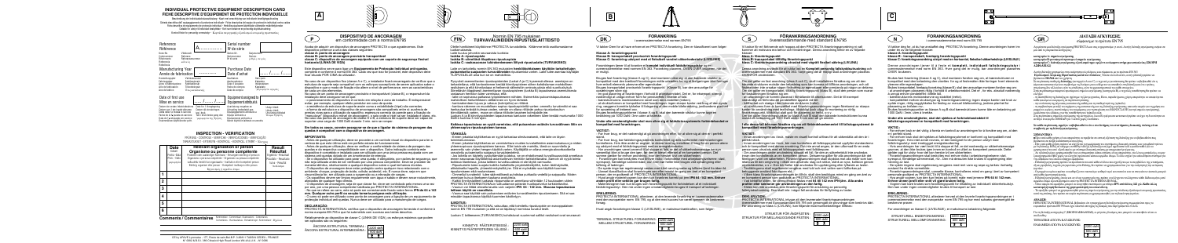# INDIVIDUAL PROTECTIVE EQUIPMENT DESCRIPTION CARD

# FICHE DESCRIPTIVE D'EQUIPEMENT DE PROTECTION INDIVIDUELLE

Reference / Référence

Serial number / N° de série

Manufacturing Year / Année de fabrication

Purchase Date / Date d'achat

Date of first use / Mise en service

Equipment assigned to / Equipement attribué à

## INSPECTION - VERIFICATION

| Date | Relevant organisation or person / Organisme ou personne compétente | Result / Résultat |
|---|---|---|
| | | |
| | | |
| | | |
| | | |
| | | |

**Comments / Commentaires**

**A**

**B**

## P — DISPOSITIVO DE ANCORAGEM

em conformidade com a norma EN795

## FIN — Normin EN 795 mukainen TURVAVALJAIDEN RIPUSTUSLAITTEISTO

## DK — FORANKRING

(overensstemmende med normen EN795)

## S — FÖRANKRINGSANORDNING

överensstämmande med standard EN795

## N — FORANKRINGSANORDNING

i overensstemmelse med norm EN 795

## GR — ΔΙΑΤΑΞΗ ΑΓΚΥΡΩΣΗΣ

σύμφωνα με το πρότυπο EN 795